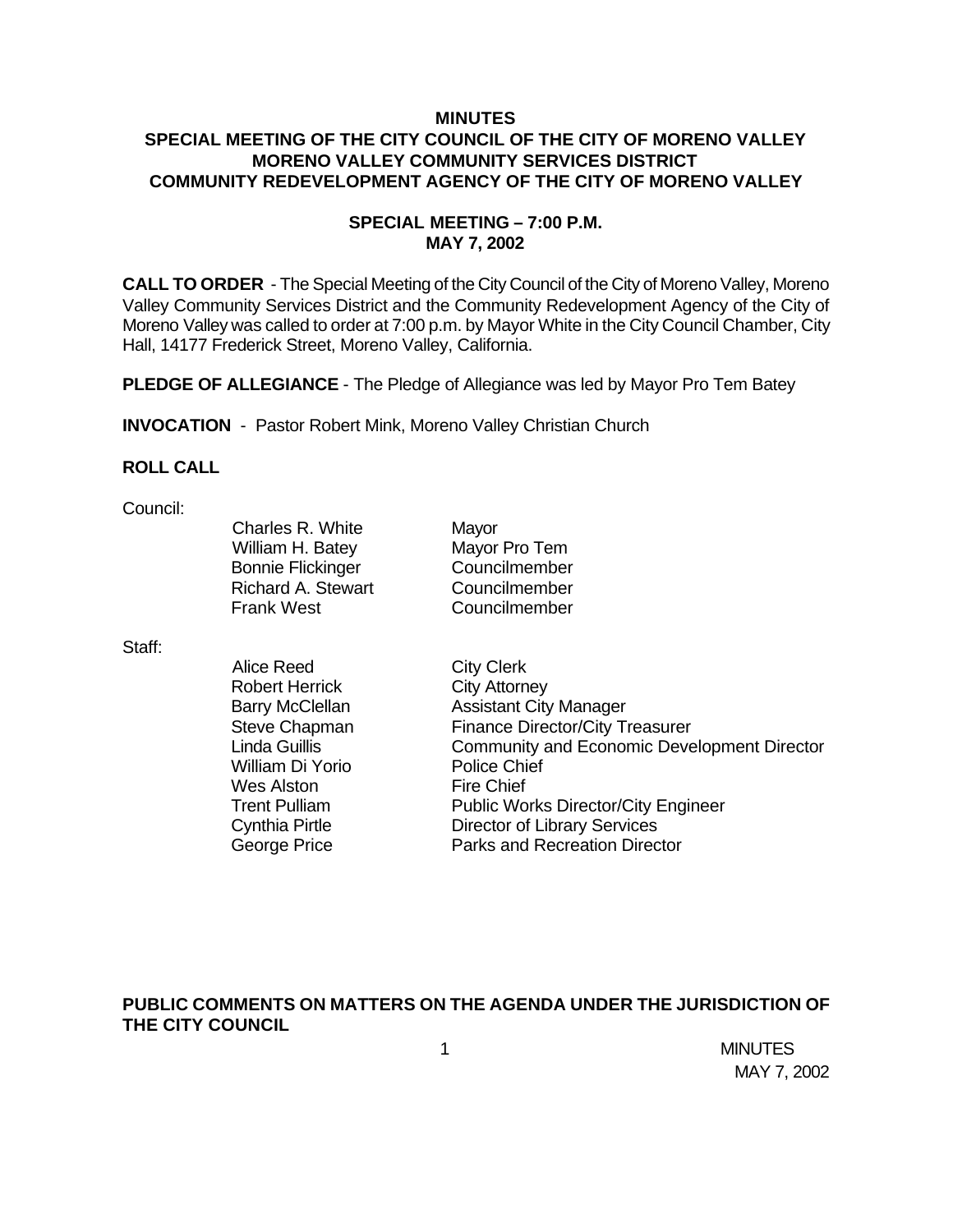# MINUTES
## SPECIAL MEETING OF THE CITY COUNCIL OF THE CITY OF MORENO VALLEY
## MORENO VALLEY COMMUNITY SERVICES DISTRICT
## COMMUNITY REDEVELOPMENT AGENCY OF THE CITY OF MORENO VALLEY

### SPECIAL MEETING – 7:00 P.M.
### MAY 7, 2002

**CALL TO ORDER** - The Special Meeting of the City Council of the City of Moreno Valley, Moreno Valley Community Services District and the Community Redevelopment Agency of the City of Moreno Valley was called to order at 7:00 p.m. by Mayor White in the City Council Chamber, City Hall, 14177 Frederick Street, Moreno Valley, California.

**PLEDGE OF ALLEGIANCE** - The Pledge of Allegiance was led by Mayor Pro Tem Batey

**INVOCATION** - Pastor Robert Mink, Moreno Valley Christian Church

**ROLL CALL**

Council:

| | |
|---|---|
| Charles R. White | Mayor |
| William H. Batey | Mayor Pro Tem |
| Bonnie Flickinger | Councilmember |
| Richard A. Stewart | Councilmember |
| Frank West | Councilmember |

Staff:

| | |
|---|---|
| Alice Reed | City Clerk |
| Robert Herrick | City Attorney |
| Barry McClellan | Assistant City Manager |
| Steve Chapman | Finance Director/City Treasurer |
| Linda Guillis | Community and Economic Development Director |
| William Di Yorio | Police Chief |
| Wes Alston | Fire Chief |
| Trent Pulliam | Public Works Director/City Engineer |
| Cynthia Pirtle | Director of Library Services |
| George Price | Parks and Recreation Director |

**PUBLIC COMMENTS ON MATTERS ON THE AGENDA UNDER THE JURISDICTION OF THE CITY COUNCIL**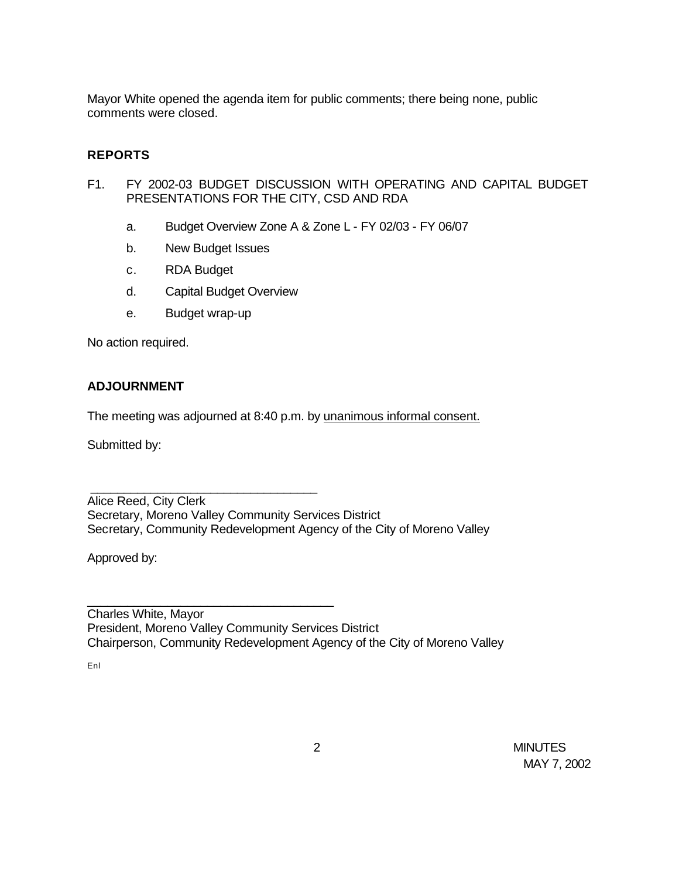Mayor White opened the agenda item for public comments; there being none, public comments were closed.

## REPORTS

F1. FY 2002-03 BUDGET DISCUSSION WITH OPERATING AND CAPITAL BUDGET PRESENTATIONS FOR THE CITY, CSD AND RDA

a. Budget Overview Zone A & Zone L - FY 02/03 - FY 06/07

b. New Budget Issues

c. RDA Budget

d. Capital Budget Overview

e. Budget wrap-up

No action required.

## ADJOURNMENT

The meeting was adjourned at 8:40 p.m. by unanimous informal consent.

Submitted by:

\_\_\_\_\_\_\_\_\_\_\_\_\_\_\_\_\_\_\_\_\_\_\_\_\_\_\_\_\_\_\_\_\_\_

Alice Reed, City Clerk
Secretary, Moreno Valley Community Services District
Secretary, Community Redevelopment Agency of the City of Moreno Valley

Approved by:

\_\_\_\_\_\_\_\_\_\_\_\_\_\_\_\_\_\_\_\_\_\_\_\_\_\_\_\_\_\_\_\_\_\_

Charles White, Mayor
President, Moreno Valley Community Services District
Chairperson, Community Redevelopment Agency of the City of Moreno Valley

Enl